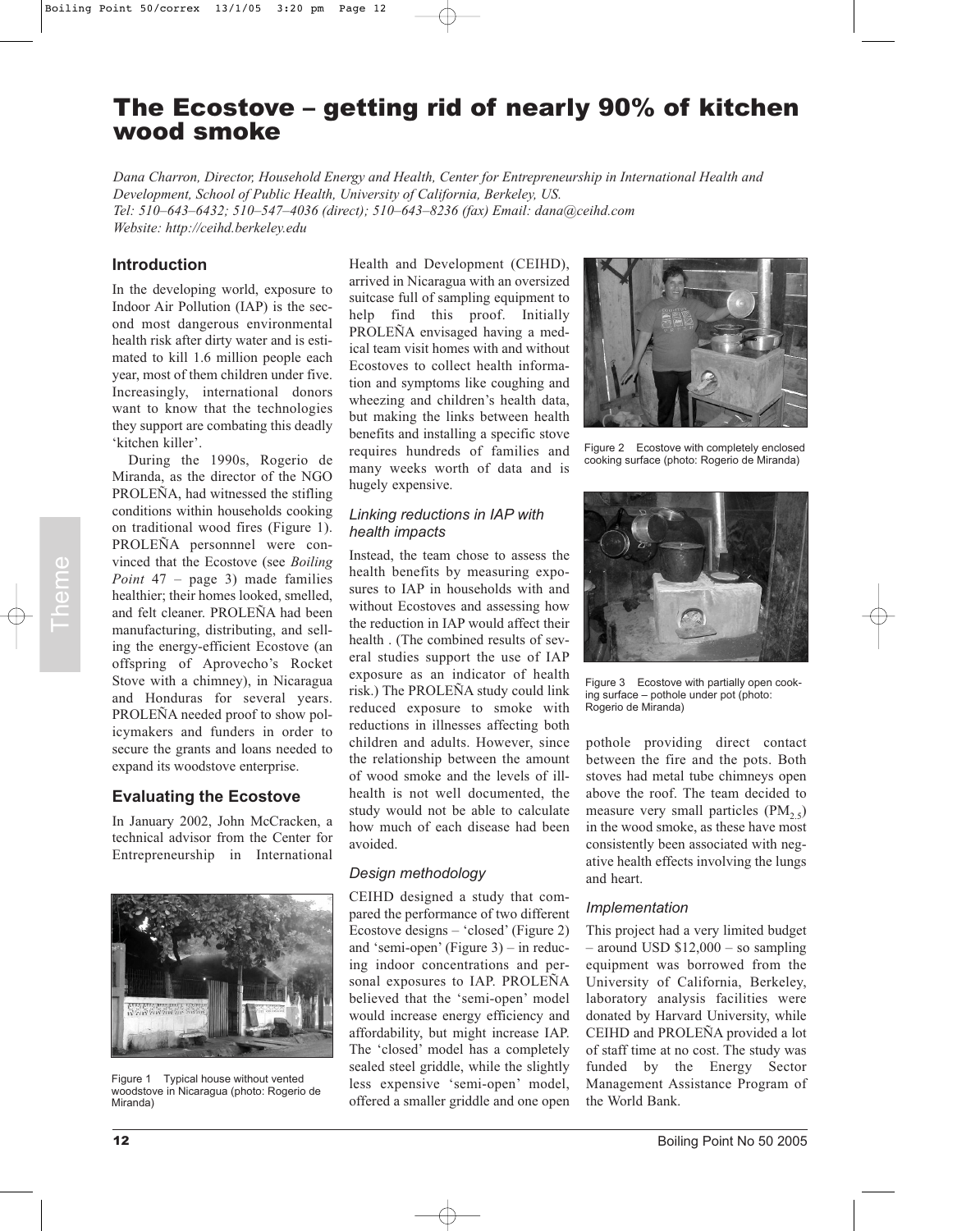# The Ecostove – getting rid of nearly 90% of kitchen wood smoke

*Dana Charron, Director, Household Energy and Health, Center for Entrepreneurship in International Health and Development, School of Public Health, University of California, Berkeley, US.*
*Tel: 510–643–6432; 510–547–4036 (direct); 510–643–8236 (fax) Email: dana@ceihd.com*
*Website: http://ceihd.berkeley.edu*

## Introduction

In the developing world, exposure to Indoor Air Pollution (IAP) is the second most dangerous environmental health risk after dirty water and is estimated to kill 1.6 million people each year, most of them children under five. Increasingly, international donors want to know that the technologies they support are combating this deadly 'kitchen killer'.

During the 1990s, Rogerio de Miranda, as the director of the NGO PROLEÑA, had witnessed the stifling conditions within households cooking on traditional wood fires (Figure 1). PROLEÑA personnnel were convinced that the Ecostove (see *Boiling Point* 47 – page 3) made families healthier; their homes looked, smelled, and felt cleaner. PROLEÑA had been manufacturing, distributing, and selling the energy-efficient Ecostove (an offspring of Aprovecho's Rocket Stove with a chimney), in Nicaragua and Honduras for several years. PROLEÑA needed proof to show policymakers and funders in order to secure the grants and loans needed to expand its woodstove enterprise.

## Evaluating the Ecostove

In January 2002, John McCracken, a technical advisor from the Center for Entrepreneurship in International Health and Development (CEIHD), arrived in Nicaragua with an oversized suitcase full of sampling equipment to help find this proof. Initially PROLEÑA envisaged having a medical team visit homes with and without Ecostoves to collect health information and symptoms like coughing and wheezing and children's health data, but making the links between health benefits and installing a specific stove requires hundreds of families and many weeks worth of data and is hugely expensive.

Figure 1 Typical house without vented woodstove in Nicaragua (photo: Rogerio de Miranda)

### *Linking reductions in IAP with health impacts*

Instead, the team chose to assess the health benefits by measuring exposures to IAP in households with and without Ecostoves and assessing how the reduction in IAP would affect their health . (The combined results of several studies support the use of IAP exposure as an indicator of health risk.) The PROLEÑA study could link reduced exposure to smoke with reductions in illnesses affecting both children and adults. However, since the relationship between the amount of wood smoke and the levels of ill-health is not well documented, the study would not be able to calculate how much of each disease had been avoided.

### *Design methodology*

CEIHD designed a study that compared the performance of two different Ecostove designs – 'closed' (Figure 2) and 'semi-open' (Figure 3) – in reducing indoor concentrations and personal exposures to IAP. PROLEÑA believed that the 'semi-open' model would increase energy efficiency and affordability, but might increase IAP. The 'closed' model has a completely sealed steel griddle, while the slightly less expensive 'semi-open' model, offered a smaller griddle and one open pothole providing direct contact between the fire and the pots. Both stoves had metal tube chimneys open above the roof. The team decided to measure very small particles ($PM_{2.5}$) in the wood smoke, as these have most consistently been associated with negative health effects involving the lungs and heart.

Figure 2 Ecostove with completely enclosed cooking surface (photo: Rogerio de Miranda)

Figure 3 Ecostove with partially open cooking surface – pothole under pot (photo: Rogerio de Miranda)

### *Implementation*

This project had a very limited budget – around USD $12,000 – so sampling equipment was borrowed from the University of California, Berkeley, laboratory analysis facilities were donated by Harvard University, while CEIHD and PROLEÑA provided a lot of staff time at no cost. The study was funded by the Energy Sector Management Assistance Program of the World Bank.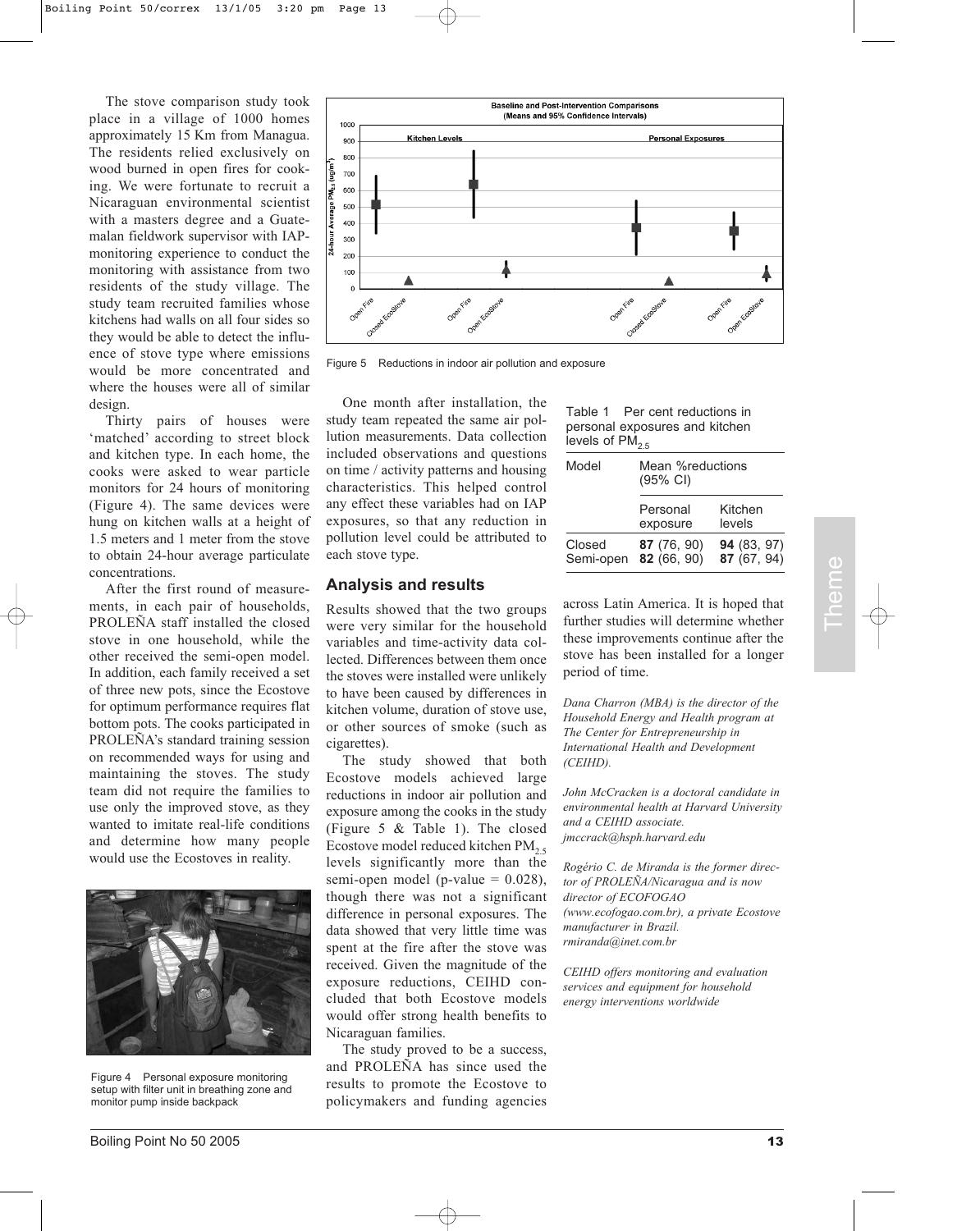The stove comparison study took place in a village of 1000 homes approximately 15 Km from Managua. The residents relied exclusively on wood burned in open fires for cooking. We were fortunate to recruit a Nicaraguan environmental scientist with a masters degree and a Guatemalan fieldwork supervisor with IAP-monitoring experience to conduct the monitoring with assistance from two residents of the study village. The study team recruited families whose kitchens had walls on all four sides so they would be able to detect the influence of stove type where emissions would be more concentrated and where the houses were all of similar design.

Thirty pairs of houses were 'matched' according to street block and kitchen type. In each home, the cooks were asked to wear particle monitors for 24 hours of monitoring (Figure 4). The same devices were hung on kitchen walls at a height of 1.5 meters and 1 meter from the stove to obtain 24-hour average particulate concentrations.

After the first round of measurements, in each pair of households, PROLEÑA staff installed the closed stove in one household, while the other received the semi-open model. In addition, each family received a set of three new pots, since the Ecostove for optimum performance requires flat bottom pots. The cooks participated in PROLEÑA's standard training session on recommended ways for using and maintaining the stoves. The study team did not require the families to use only the improved stove, as they wanted to imitate real-life conditions and determine how many people would use the Ecostoves in reality.

Figure 4 Personal exposure monitoring setup with filter unit in breathing zone and monitor pump inside backpack

Baseline and Post-Intervention Comparisons
(Means and 95% Confidence Intervals)

Kitchen Levels

Personal Exposures

24-hour Average $PM_{2.5}$ (ug/m³)

1000
900
800
700
600
500
400
300
200
100
0

Open Fire
Closed EcoStove
Open Fire
Open EcoStove
Open Fire
Closed EcoStove
Open Fire
Open EcoStove

Figure 5 Reductions in indoor air pollution and exposure

One month after installation, the study team repeated the same air pollution measurements. Data collection included observations and questions on time / activity patterns and housing characteristics. This helped control any effect these variables had on IAP exposures, so that any reduction in pollution level could be attributed to each stove type.

## Analysis and results

Results showed that the two groups were very similar for the household variables and time-activity data collected. Differences between them once the stoves were installed were unlikely to have been caused by differences in kitchen volume, duration of stove use, or other sources of smoke (such as cigarettes).

The study showed that both Ecostove models achieved large reductions in indoor air pollution and exposure among the cooks in the study (Figure 5 & Table 1). The closed Ecostove model reduced kitchen $PM_{2.5}$ levels significantly more than the semi-open model ($p$-value = 0.028), though there was not a significant difference in personal exposures. The data showed that very little time was spent at the fire after the stove was received. Given the magnitude of the exposure reductions, CEIHD concluded that both Ecostove models would offer strong health benefits to Nicaraguan families.

The study proved to be a success, and PROLEÑA has since used the results to promote the Ecostove to policymakers and funding agencies across Latin America. It is hoped that further studies will determine whether these improvements continue after the stove has been installed for a longer period of time.

Table 1 Per cent reductions in personal exposures and kitchen levels of $PM_{2.5}$

| Model | Mean %reductions (95% CI) | |
|---|---|---|
| | Personal exposure | Kitchen levels |
| Closed | **87** (76, 90) | **94** (83, 97) |
| Semi-open | **82** (66, 90) | **87** (67, 94) |

*Dana Charron (MBA) is the director of the Household Energy and Health program at The Center for Entrepreneurship in International Health and Development (CEIHD).*

*John McCracken is a doctoral candidate in environmental health at Harvard University and a CEIHD associate. jmccrack@hsph.harvard.edu*

*Rogério C. de Miranda is the former director of PROLEÑA/Nicaragua and is now director of ECOFOGAO (www.ecofogao.com.br), a private Ecostove manufacturer in Brazil. rmiranda@inet.com.br*

*CEIHD offers monitoring and evaluation services and equipment for household energy interventions worldwide*